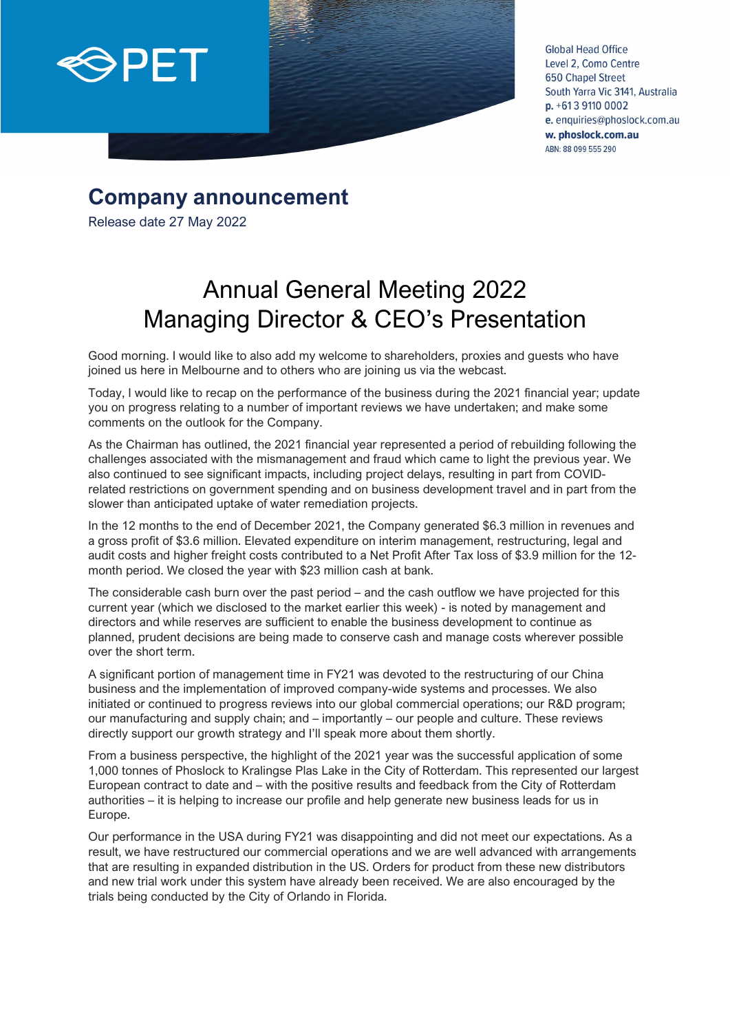PET

Global Head Office
Level 2, Como Centre
650 Chapel Street
South Yarra Vic 3141, Australia
**p.** +61 3 9110 0002
**e.** enquiries@phoslock.com.au
**w. phoslock.com.au**
ABN: 88 099 555 290

## Company announcement

Release date 27 May 2022

# Annual General Meeting 2022
# Managing Director & CEO's Presentation

Good morning. I would like to also add my welcome to shareholders, proxies and guests who have joined us here in Melbourne and to others who are joining us via the webcast.

Today, I would like to recap on the performance of the business during the 2021 financial year; update you on progress relating to a number of important reviews we have undertaken; and make some comments on the outlook for the Company.

As the Chairman has outlined, the 2021 financial year represented a period of rebuilding following the challenges associated with the mismanagement and fraud which came to light the previous year. We also continued to see significant impacts, including project delays, resulting in part from COVID-related restrictions on government spending and on business development travel and in part from the slower than anticipated uptake of water remediation projects.

In the 12 months to the end of December 2021, the Company generated $6.3 million in revenues and a gross profit of $3.6 million. Elevated expenditure on interim management, restructuring, legal and audit costs and higher freight costs contributed to a Net Profit After Tax loss of $3.9 million for the 12-month period. We closed the year with $23 million cash at bank.

The considerable cash burn over the past period – and the cash outflow we have projected for this current year (which we disclosed to the market earlier this week) - is noted by management and directors and while reserves are sufficient to enable the business development to continue as planned, prudent decisions are being made to conserve cash and manage costs wherever possible over the short term.

A significant portion of management time in FY21 was devoted to the restructuring of our China business and the implementation of improved company-wide systems and processes. We also initiated or continued to progress reviews into our global commercial operations; our R&D program; our manufacturing and supply chain; and – importantly – our people and culture. These reviews directly support our growth strategy and I'll speak more about them shortly.

From a business perspective, the highlight of the 2021 year was the successful application of some 1,000 tonnes of Phoslock to Kralingse Plas Lake in the City of Rotterdam. This represented our largest European contract to date and – with the positive results and feedback from the City of Rotterdam authorities – it is helping to increase our profile and help generate new business leads for us in Europe.

Our performance in the USA during FY21 was disappointing and did not meet our expectations. As a result, we have restructured our commercial operations and we are well advanced with arrangements that are resulting in expanded distribution in the US. Orders for product from these new distributors and new trial work under this system have already been received. We are also encouraged by the trials being conducted by the City of Orlando in Florida.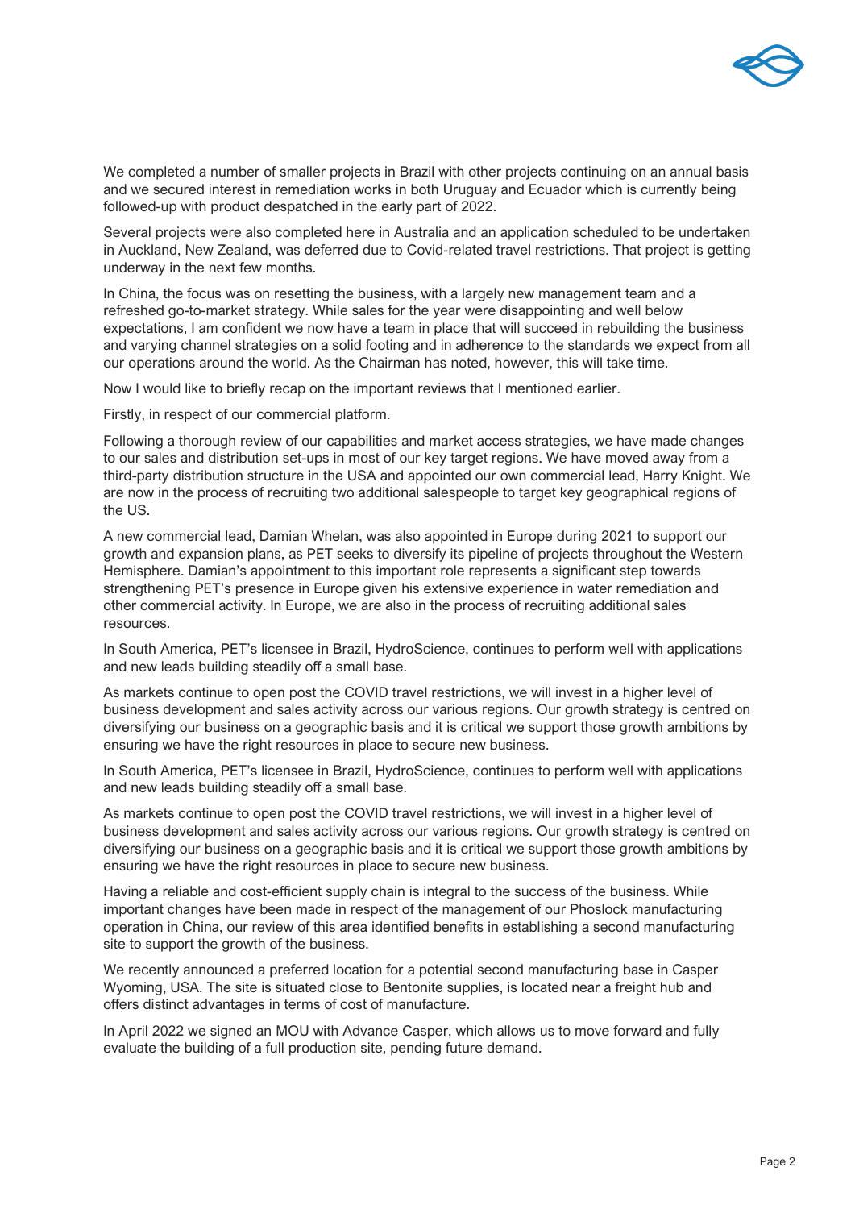We completed a number of smaller projects in Brazil with other projects continuing on an annual basis and we secured interest in remediation works in both Uruguay and Ecuador which is currently being followed-up with product despatched in the early part of 2022.

Several projects were also completed here in Australia and an application scheduled to be undertaken in Auckland, New Zealand, was deferred due to Covid-related travel restrictions. That project is getting underway in the next few months.

In China, the focus was on resetting the business, with a largely new management team and a refreshed go-to-market strategy. While sales for the year were disappointing and well below expectations, I am confident we now have a team in place that will succeed in rebuilding the business and varying channel strategies on a solid footing and in adherence to the standards we expect from all our operations around the world. As the Chairman has noted, however, this will take time.

Now I would like to briefly recap on the important reviews that I mentioned earlier.

Firstly, in respect of our commercial platform.

Following a thorough review of our capabilities and market access strategies, we have made changes to our sales and distribution set-ups in most of our key target regions. We have moved away from a third-party distribution structure in the USA and appointed our own commercial lead, Harry Knight. We are now in the process of recruiting two additional salespeople to target key geographical regions of the US.

A new commercial lead, Damian Whelan, was also appointed in Europe during 2021 to support our growth and expansion plans, as PET seeks to diversify its pipeline of projects throughout the Western Hemisphere. Damian's appointment to this important role represents a significant step towards strengthening PET's presence in Europe given his extensive experience in water remediation and other commercial activity. In Europe, we are also in the process of recruiting additional sales resources.

In South America, PET's licensee in Brazil, HydroScience, continues to perform well with applications and new leads building steadily off a small base.

As markets continue to open post the COVID travel restrictions, we will invest in a higher level of business development and sales activity across our various regions. Our growth strategy is centred on diversifying our business on a geographic basis and it is critical we support those growth ambitions by ensuring we have the right resources in place to secure new business.

In South America, PET's licensee in Brazil, HydroScience, continues to perform well with applications and new leads building steadily off a small base.

As markets continue to open post the COVID travel restrictions, we will invest in a higher level of business development and sales activity across our various regions. Our growth strategy is centred on diversifying our business on a geographic basis and it is critical we support those growth ambitions by ensuring we have the right resources in place to secure new business.

Having a reliable and cost-efficient supply chain is integral to the success of the business. While important changes have been made in respect of the management of our Phoslock manufacturing operation in China, our review of this area identified benefits in establishing a second manufacturing site to support the growth of the business.

We recently announced a preferred location for a potential second manufacturing base in Casper Wyoming, USA. The site is situated close to Bentonite supplies, is located near a freight hub and offers distinct advantages in terms of cost of manufacture.

In April 2022 we signed an MOU with Advance Casper, which allows us to move forward and fully evaluate the building of a full production site, pending future demand.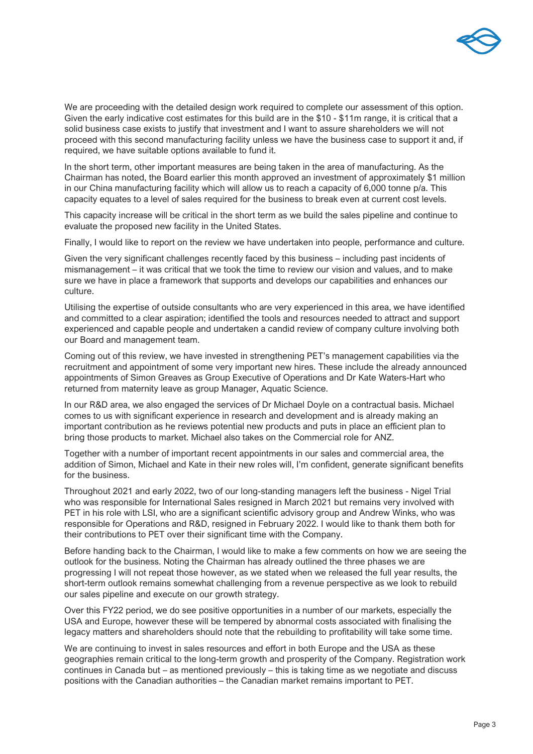We are proceeding with the detailed design work required to complete our assessment of this option. Given the early indicative cost estimates for this build are in the $10 - $11m range, it is critical that a solid business case exists to justify that investment and I want to assure shareholders we will not proceed with this second manufacturing facility unless we have the business case to support it and, if required, we have suitable options available to fund it.

In the short term, other important measures are being taken in the area of manufacturing. As the Chairman has noted, the Board earlier this month approved an investment of approximately $1 million in our China manufacturing facility which will allow us to reach a capacity of 6,000 tonne p/a. This capacity equates to a level of sales required for the business to break even at current cost levels.

This capacity increase will be critical in the short term as we build the sales pipeline and continue to evaluate the proposed new facility in the United States.

Finally, I would like to report on the review we have undertaken into people, performance and culture.

Given the very significant challenges recently faced by this business – including past incidents of mismanagement – it was critical that we took the time to review our vision and values, and to make sure we have in place a framework that supports and develops our capabilities and enhances our culture.

Utilising the expertise of outside consultants who are very experienced in this area, we have identified and committed to a clear aspiration; identified the tools and resources needed to attract and support experienced and capable people and undertaken a candid review of company culture involving both our Board and management team.

Coming out of this review, we have invested in strengthening PET's management capabilities via the recruitment and appointment of some very important new hires. These include the already announced appointments of Simon Greaves as Group Executive of Operations and Dr Kate Waters-Hart who returned from maternity leave as group Manager, Aquatic Science.

In our R&D area, we also engaged the services of Dr Michael Doyle on a contractual basis. Michael comes to us with significant experience in research and development and is already making an important contribution as he reviews potential new products and puts in place an efficient plan to bring those products to market. Michael also takes on the Commercial role for ANZ.

Together with a number of important recent appointments in our sales and commercial area, the addition of Simon, Michael and Kate in their new roles will, I'm confident, generate significant benefits for the business.

Throughout 2021 and early 2022, two of our long-standing managers left the business - Nigel Trial who was responsible for International Sales resigned in March 2021 but remains very involved with PET in his role with LSI, who are a significant scientific advisory group and Andrew Winks, who was responsible for Operations and R&D, resigned in February 2022. I would like to thank them both for their contributions to PET over their significant time with the Company.

Before handing back to the Chairman, I would like to make a few comments on how we are seeing the outlook for the business. Noting the Chairman has already outlined the three phases we are progressing I will not repeat those however, as we stated when we released the full year results, the short-term outlook remains somewhat challenging from a revenue perspective as we look to rebuild our sales pipeline and execute on our growth strategy.

Over this FY22 period, we do see positive opportunities in a number of our markets, especially the USA and Europe, however these will be tempered by abnormal costs associated with finalising the legacy matters and shareholders should note that the rebuilding to profitability will take some time.

We are continuing to invest in sales resources and effort in both Europe and the USA as these geographies remain critical to the long-term growth and prosperity of the Company. Registration work continues in Canada but – as mentioned previously – this is taking time as we negotiate and discuss positions with the Canadian authorities – the Canadian market remains important to PET.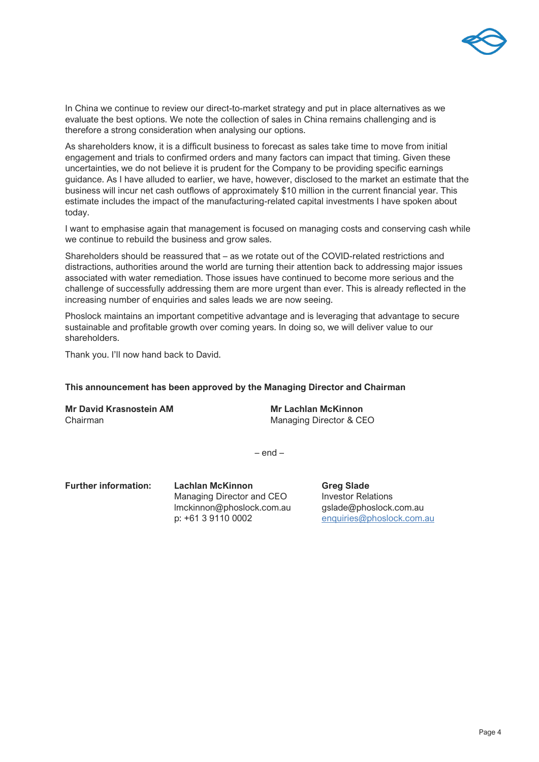In China we continue to review our direct-to-market strategy and put in place alternatives as we evaluate the best options. We note the collection of sales in China remains challenging and is therefore a strong consideration when analysing our options.

As shareholders know, it is a difficult business to forecast as sales take time to move from initial engagement and trials to confirmed orders and many factors can impact that timing. Given these uncertainties, we do not believe it is prudent for the Company to be providing specific earnings guidance. As I have alluded to earlier, we have, however, disclosed to the market an estimate that the business will incur net cash outflows of approximately $10 million in the current financial year. This estimate includes the impact of the manufacturing-related capital investments I have spoken about today.

I want to emphasise again that management is focused on managing costs and conserving cash while we continue to rebuild the business and grow sales.

Shareholders should be reassured that – as we rotate out of the COVID-related restrictions and distractions, authorities around the world are turning their attention back to addressing major issues associated with water remediation. Those issues have continued to become more serious and the challenge of successfully addressing them are more urgent than ever. This is already reflected in the increasing number of enquiries and sales leads we are now seeing.

Phoslock maintains an important competitive advantage and is leveraging that advantage to secure sustainable and profitable growth over coming years. In doing so, we will deliver value to our shareholders.

Thank you. I'll now hand back to David.

**This announcement has been approved by the Managing Director and Chairman**

**Mr David Krasnostein AM**
Chairman

**Mr Lachlan McKinnon**
Managing Director & CEO

– end –

**Further information:**

**Lachlan McKinnon**
Managing Director and CEO
lmckinnon@phoslock.com.au
p: +61 3 9110 0002

**Greg Slade**
Investor Relations
gslade@phoslock.com.au
enquiries@phoslock.com.au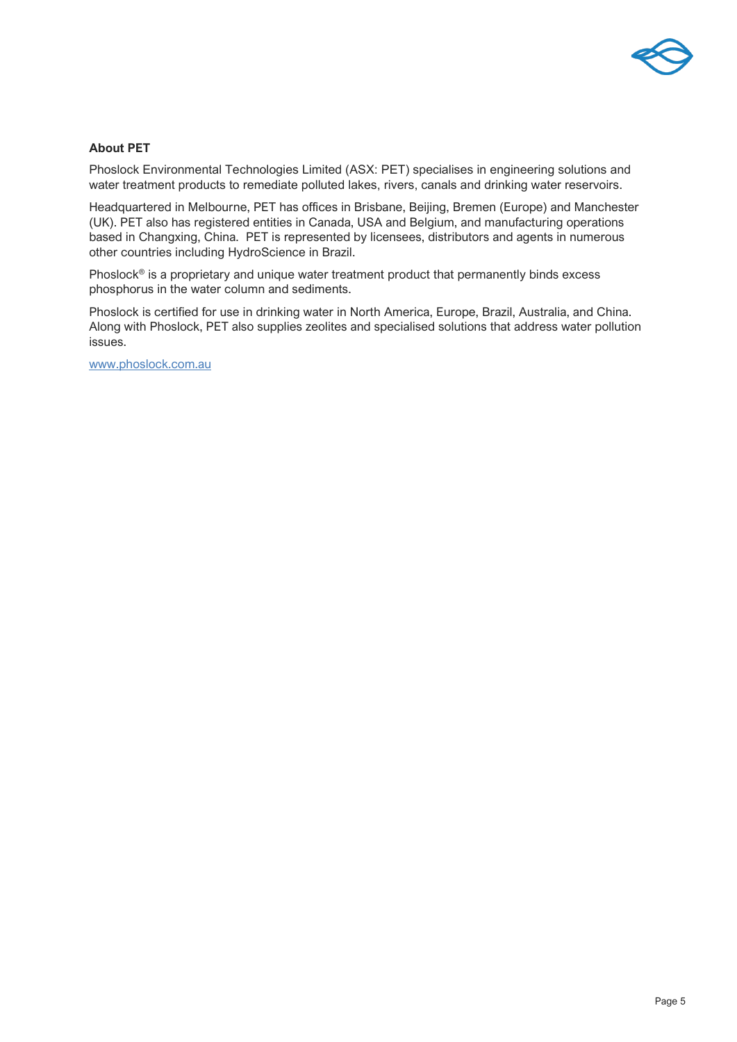**About PET**

Phoslock Environmental Technologies Limited (ASX: PET) specialises in engineering solutions and water treatment products to remediate polluted lakes, rivers, canals and drinking water reservoirs.

Headquartered in Melbourne, PET has offices in Brisbane, Beijing, Bremen (Europe) and Manchester (UK). PET also has registered entities in Canada, USA and Belgium, and manufacturing operations based in Changxing, China. PET is represented by licensees, distributors and agents in numerous other countries including HydroScience in Brazil.

Phoslock® is a proprietary and unique water treatment product that permanently binds excess phosphorus in the water column and sediments.

Phoslock is certified for use in drinking water in North America, Europe, Brazil, Australia, and China. Along with Phoslock, PET also supplies zeolites and specialised solutions that address water pollution issues.

www.phoslock.com.au